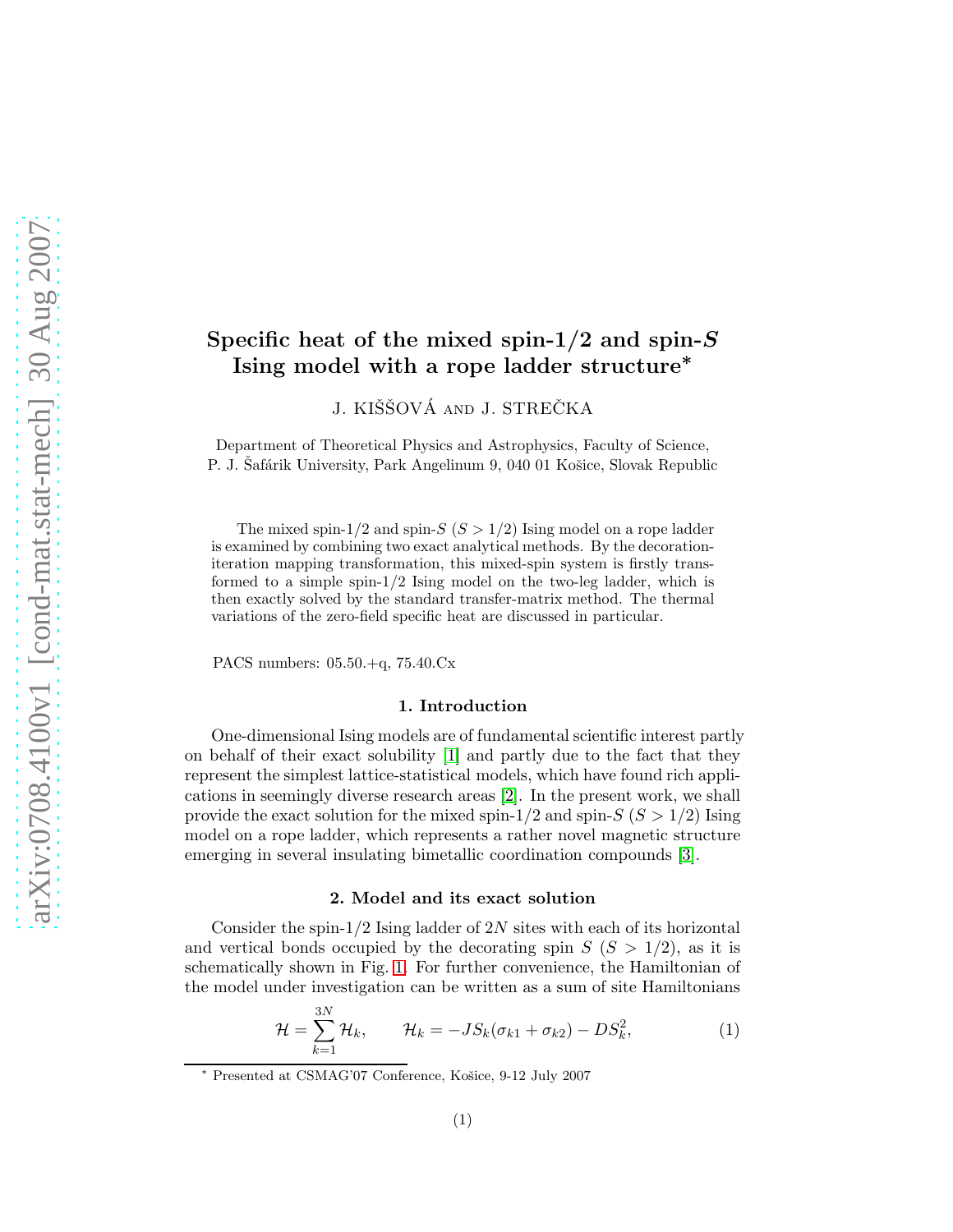# Specific heat of the mixed spin-1/2 and spin-$S$ Ising model with a rope ladder structure*

J. KIŠŠOVÁ AND J. STREČKA

Department of Theoretical Physics and Astrophysics, Faculty of Science, P. J. Šafárik University, Park Angelinum 9, 040 01 Košice, Slovak Republic

The mixed spin-1/2 and spin-$S$ ($S > 1/2$) Ising model on a rope ladder is examined by combining two exact analytical methods. By the decoration-iteration mapping transformation, this mixed-spin system is firstly transformed to a simple spin-1/2 Ising model on the two-leg ladder, which is then exactly solved by the standard transfer-matrix method. The thermal variations of the zero-field specific heat are discussed in particular.

PACS numbers: 05.50.+q, 75.40.Cx

## 1. Introduction

One-dimensional Ising models are of fundamental scientific interest partly on behalf of their exact solubility [1] and partly due to the fact that they represent the simplest lattice-statistical models, which have found rich applications in seemingly diverse research areas [2]. In the present work, we shall provide the exact solution for the mixed spin-1/2 and spin-$S$ ($S > 1/2$) Ising model on a rope ladder, which represents a rather novel magnetic structure emerging in several insulating bimetallic coordination compounds [3].

## 2. Model and its exact solution

Consider the spin-1/2 Ising ladder of $2N$ sites with each of its horizontal and vertical bonds occupied by the decorating spin $S$ ($S > 1/2$), as it is schematically shown in Fig. 1. For further convenience, the Hamiltonian of the model under investigation can be written as a sum of site Hamiltonians

$$\mathcal{H} = \sum_{k=1}^{3N} \mathcal{H}_k, \qquad \mathcal{H}_k = -JS_k(\sigma_{k1} + \sigma_{k2}) - DS_k^2, \tag{1}$$

* Presented at CSMAG'07 Conference, Košice, 9-12 July 2007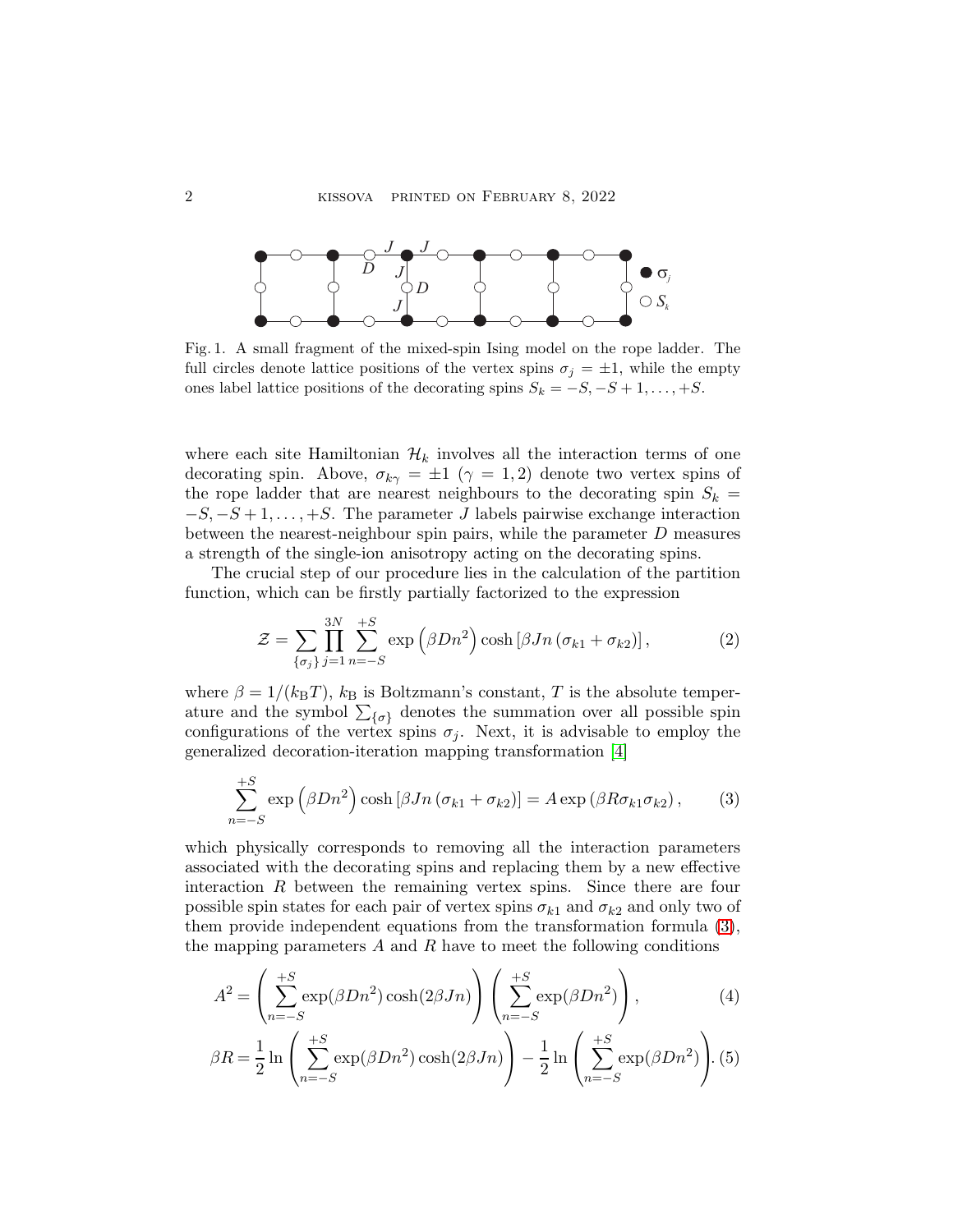Fig. 1. A small fragment of the mixed-spin Ising model on the rope ladder. The full circles denote lattice positions of the vertex spins $\sigma_j = \pm 1$, while the empty ones label lattice positions of the decorating spins $S_k = -S, -S+1, \ldots, +S$.

where each site Hamiltonian $\mathcal{H}_k$ involves all the interaction terms of one decorating spin. Above, $\sigma_{k\gamma} = \pm 1$ ($\gamma = 1, 2$) denote two vertex spins of the rope ladder that are nearest neighbours to the decorating spin $S_k = -S, -S+1, \ldots, +S$. The parameter $J$ labels pairwise exchange interaction between the nearest-neighbour spin pairs, while the parameter $D$ measures a strength of the single-ion anisotropy acting on the decorating spins.

The crucial step of our procedure lies in the calculation of the partition function, which can be firstly partially factorized to the expression

$$\mathcal{Z} = \sum_{\{\sigma_j\}} \prod_{j=1}^{3N} \sum_{n=-S}^{+S} \exp\left(\beta D n^2\right) \cosh\left[\beta J n \left(\sigma_{k1} + \sigma_{k2}\right)\right], \tag{2}$$

where $\beta = 1/(k_{\mathrm{B}}T)$, $k_{\mathrm{B}}$ is Boltzmann's constant, $T$ is the absolute temperature and the symbol $\sum_{\{\sigma\}}$ denotes the summation over all possible spin configurations of the vertex spins $\sigma_j$. Next, it is advisable to employ the generalized decoration-iteration mapping transformation [4]

$$\sum_{n=-S}^{+S} \exp\left(\beta D n^2\right) \cosh\left[\beta J n \left(\sigma_{k1} + \sigma_{k2}\right)\right] = A \exp\left(\beta R \sigma_{k1} \sigma_{k2}\right), \tag{3}$$

which physically corresponds to removing all the interaction parameters associated with the decorating spins and replacing them by a new effective interaction $R$ between the remaining vertex spins. Since there are four possible spin states for each pair of vertex spins $\sigma_{k1}$ and $\sigma_{k2}$ and only two of them provide independent equations from the transformation formula (3), the mapping parameters $A$ and $R$ have to meet the following conditions

$$A^2 = \left( \sum_{n=-S}^{+S} \exp(\beta D n^2) \cosh(2\beta J n) \right) \left( \sum_{n=-S}^{+S} \exp(\beta D n^2) \right), \tag{4}$$

$$\beta R = \frac{1}{2} \ln \left( \sum_{n=-S}^{+S} \exp(\beta D n^2) \cosh(2\beta J n) \right) - \frac{1}{2} \ln \left( \sum_{n=-S}^{+S} \exp(\beta D n^2) \right). \tag{5}$$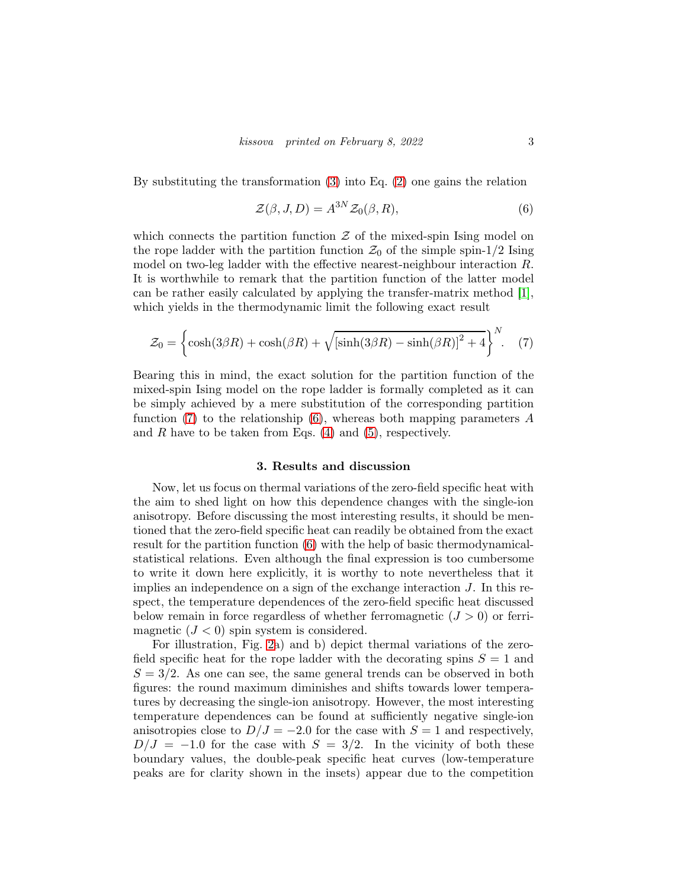By substituting the transformation (3) into Eq. (2) one gains the relation

$$\mathcal{Z}(\beta, J, D) = A^{3N} \mathcal{Z}_0(\beta, R), \tag{6}$$

which connects the partition function $\mathcal{Z}$ of the mixed-spin Ising model on the rope ladder with the partition function $\mathcal{Z}_0$ of the simple spin-1/2 Ising model on two-leg ladder with the effective nearest-neighbour interaction $R$. It is worthwhile to remark that the partition function of the latter model can be rather easily calculated by applying the transfer-matrix method [1], which yields in the thermodynamic limit the following exact result

$$\mathcal{Z}_0 = \left\{ \cosh(3\beta R) + \cosh(\beta R) + \sqrt{\left[\sinh(3\beta R) - \sinh(\beta R)\right]^2 + 4} \right\}^N. \tag{7}$$

Bearing this in mind, the exact solution for the partition function of the mixed-spin Ising model on the rope ladder is formally completed as it can be simply achieved by a mere substitution of the corresponding partition function (7) to the relationship (6), whereas both mapping parameters $A$ and $R$ have to be taken from Eqs. (4) and (5), respectively.

### 3. Results and discussion

Now, let us focus on thermal variations of the zero-field specific heat with the aim to shed light on how this dependence changes with the single-ion anisotropy. Before discussing the most interesting results, it should be mentioned that the zero-field specific heat can readily be obtained from the exact result for the partition function (6) with the help of basic thermodynamical-statistical relations. Even although the final expression is too cumbersome to write it down here explicitly, it is worthy to note nevertheless that it implies an independence on a sign of the exchange interaction $J$. In this respect, the temperature dependences of the zero-field specific heat discussed below remain in force regardless of whether ferromagnetic ($J > 0$) or ferrimagnetic ($J < 0$) spin system is considered.

For illustration, Fig. 2a) and b) depict thermal variations of the zero-field specific heat for the rope ladder with the decorating spins $S = 1$ and $S = 3/2$. As one can see, the same general trends can be observed in both figures: the round maximum diminishes and shifts towards lower temperatures by decreasing the single-ion anisotropy. However, the most interesting temperature dependences can be found at sufficiently negative single-ion anisotropies close to $D/J = -2.0$ for the case with $S = 1$ and respectively, $D/J = -1.0$ for the case with $S = 3/2$. In the vicinity of both these boundary values, the double-peak specific heat curves (low-temperature peaks are for clarity shown in the insets) appear due to the competition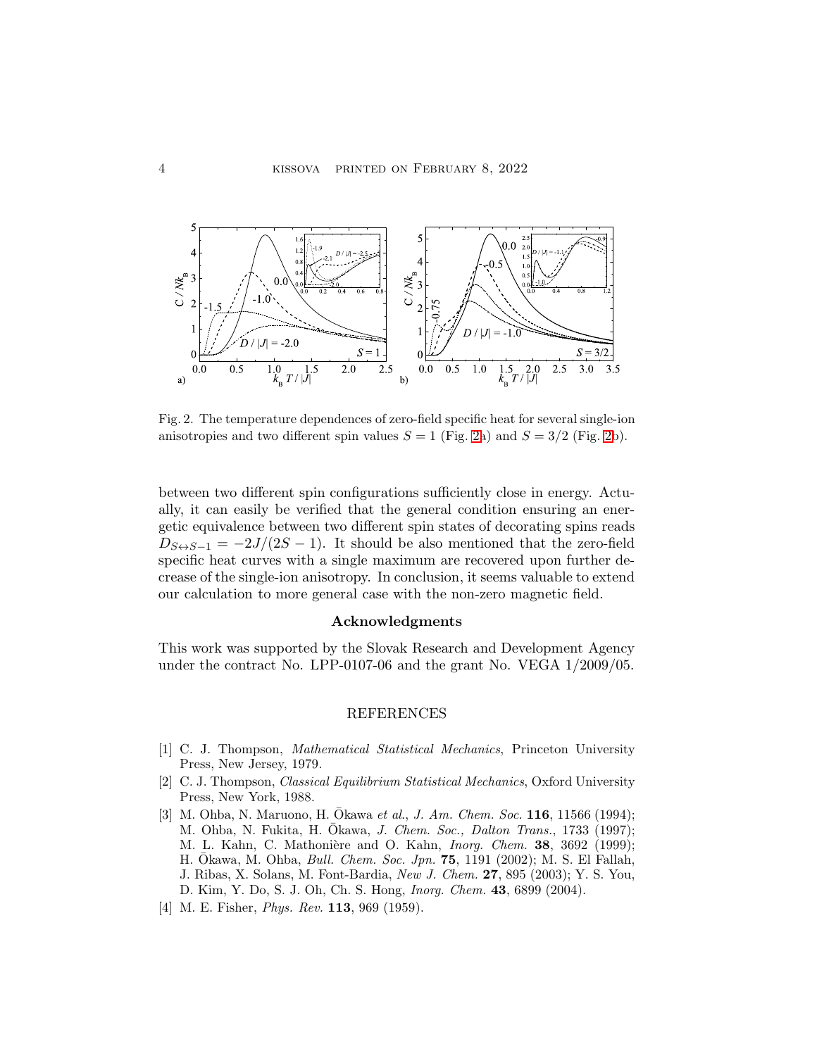a)

5
4
3
2
1
0

$C / Nk_B$

0.0 0.5 1.0 1.5 2.0 2.5

$k_B T / |J|$

0.0
-1.0
-1.5
$D / |J| = -2.0$
$S = 1$

1.6
1.2
0.8
0.4
0.0
0.0 0.2 0.4 0.6 0.8
-1.9
$D / |J| = -2.5$
-2.1
-2.0

b)

5
4
3
2
1
0

$C / Nk_B$

0.0 0.5 1.0 1.5 2.0 2.5 3.0 3.5

$k_B T / |J|$

0.0
-0.5
-0.75
$D / |J| = -1.0$
$S = 3/2$

2.5
2.0
1.5
1.0
0.5
0.0
0.0 0.4 0.8 1.2
$D / |J| = -1.1$
0.9
-1.0

Fig. 2. The temperature dependences of zero-field specific heat for several single-ion anisotropies and two different spin values $S = 1$ (Fig. 2a) and $S = 3/2$ (Fig. 2b).

between two different spin configurations sufficiently close in energy. Actually, it can easily be verified that the general condition ensuring an energetic equivalence between two different spin states of decorating spins reads $D_{S \leftrightarrow S-1} = -2J/(2S-1)$. It should be also mentioned that the zero-field specific heat curves with a single maximum are recovered upon further decrease of the single-ion anisotropy. In conclusion, it seems valuable to extend our calculation to more general case with the non-zero magnetic field.

## Acknowledgments

This work was supported by the Slovak Research and Development Agency under the contract No. LPP-0107-06 and the grant No. VEGA 1/2009/05.

## REFERENCES

[1] C. J. Thompson, *Mathematical Statistical Mechanics*, Princeton University Press, New Jersey, 1979.

[2] C. J. Thompson, *Classical Equilibrium Statistical Mechanics*, Oxford University Press, New York, 1988.

[3] M. Ohba, N. Maruono, H. Ōkawa *et al.*, *J. Am. Chem. Soc.* **116**, 11566 (1994); M. Ohba, N. Fukita, H. Ōkawa, *J. Chem. Soc., Dalton Trans.*, 1733 (1997); M. L. Kahn, C. Mathonière and O. Kahn, *Inorg. Chem.* **38**, 3692 (1999); H. Ōkawa, M. Ohba, *Bull. Chem. Soc. Jpn.* **75**, 1191 (2002); M. S. El Fallah, J. Ribas, X. Solans, M. Font-Bardia, *New J. Chem.* **27**, 895 (2003); Y. S. You, D. Kim, Y. Do, S. J. Oh, Ch. S. Hong, *Inorg. Chem.* **43**, 6899 (2004).

[4] M. E. Fisher, *Phys. Rev.* **113**, 969 (1959).